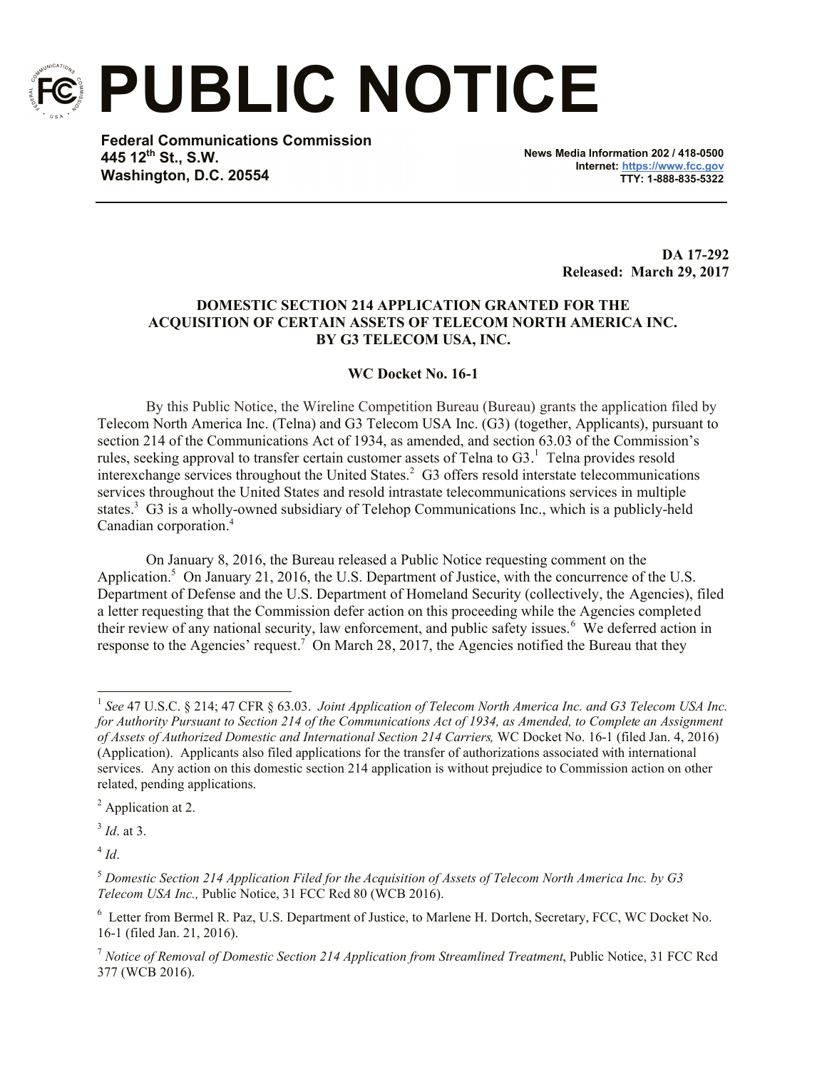# PUBLIC NOTICE

**Federal Communications Commission**
**445 12th St., S.W.**
**Washington, D.C. 20554**

**News Media Information 202 / 418-0500**
**Internet: https://www.fcc.gov**
**TTY: 1-888-835-5322**

**DA 17-292**
**Released: March 29, 2017**

**DOMESTIC SECTION 214 APPLICATION GRANTED FOR THE ACQUISITION OF CERTAIN ASSETS OF TELECOM NORTH AMERICA INC. BY G3 TELECOM USA, INC.**

**WC Docket No. 16-1**

By this Public Notice, the Wireline Competition Bureau (Bureau) grants the application filed by Telecom North America Inc. (Telna) and G3 Telecom USA Inc. (G3) (together, Applicants), pursuant to section 214 of the Communications Act of 1934, as amended, and section 63.03 of the Commission's rules, seeking approval to transfer certain customer assets of Telna to G3.[1] Telna provides resold interexchange services throughout the United States.[2] G3 offers resold interstate telecommunications services throughout the United States and resold intrastate telecommunications services in multiple states.[3] G3 is a wholly-owned subsidiary of Telehop Communications Inc., which is a publicly-held Canadian corporation.[4]

On January 8, 2016, the Bureau released a Public Notice requesting comment on the Application.[5] On January 21, 2016, the U.S. Department of Justice, with the concurrence of the U.S. Department of Defense and the U.S. Department of Homeland Security (collectively, the Agencies), filed a letter requesting that the Commission defer action on this proceeding while the Agencies completed their review of any national security, law enforcement, and public safety issues.[6] We deferred action in response to the Agencies' request.[7] On March 28, 2017, the Agencies notified the Bureau that they

---

[1] *See* 47 U.S.C. § 214; 47 CFR § 63.03. *Joint Application of Telecom North America Inc. and G3 Telecom USA Inc. for Authority Pursuant to Section 214 of the Communications Act of 1934, as Amended, to Complete an Assignment of Assets of Authorized Domestic and International Section 214 Carriers,* WC Docket No. 16-1 (filed Jan. 4, 2016) (Application). Applicants also filed applications for the transfer of authorizations associated with international services. Any action on this domestic section 214 application is without prejudice to Commission action on other related, pending applications.

[2] Application at 2.

[3] *Id*. at 3.

[4] *Id*.

[5] *Domestic Section 214 Application Filed for the Acquisition of Assets of Telecom North America Inc. by G3 Telecom USA Inc.,* Public Notice, 31 FCC Rcd 80 (WCB 2016).

[6] Letter from Bermel R. Paz, U.S. Department of Justice, to Marlene H. Dortch, Secretary, FCC, WC Docket No. 16-1 (filed Jan. 21, 2016).

[7] *Notice of Removal of Domestic Section 214 Application from Streamlined Treatment*, Public Notice, 31 FCC Rcd 377 (WCB 2016).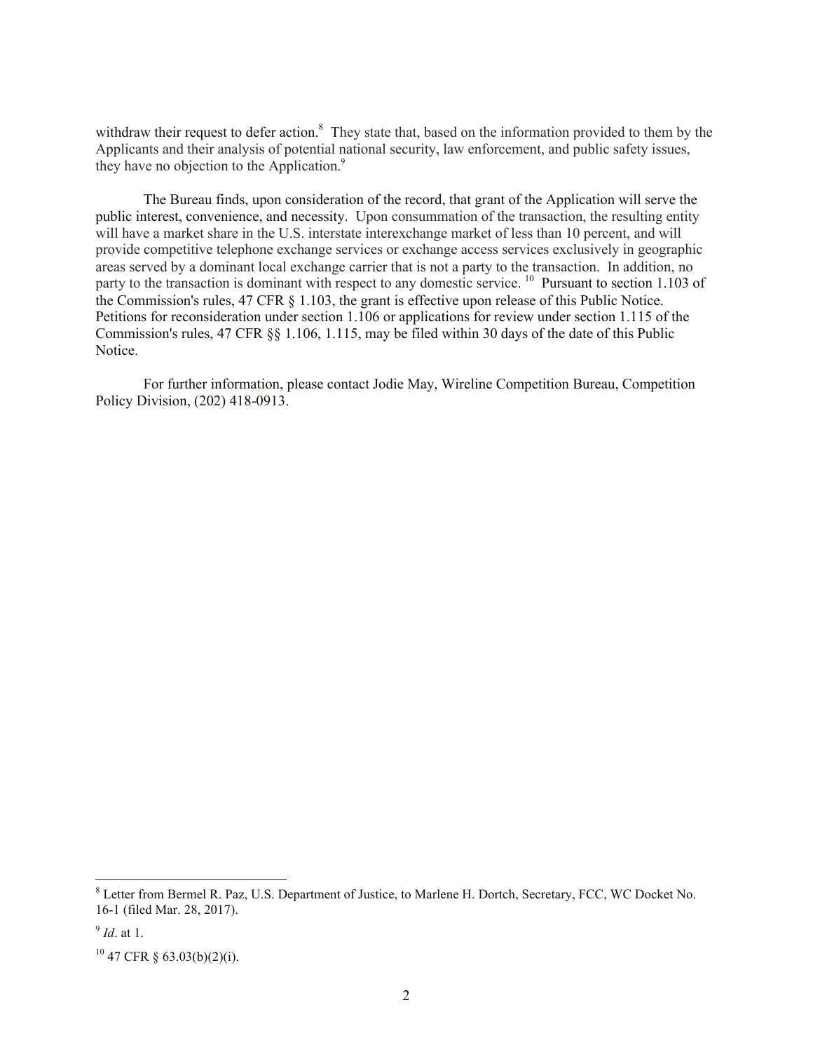withdraw their request to defer action.[8] They state that, based on the information provided to them by the Applicants and their analysis of potential national security, law enforcement, and public safety issues, they have no objection to the Application.[9]

The Bureau finds, upon consideration of the record, that grant of the Application will serve the public interest, convenience, and necessity. Upon consummation of the transaction, the resulting entity will have a market share in the U.S. interstate interexchange market of less than 10 percent, and will provide competitive telephone exchange services or exchange access services exclusively in geographic areas served by a dominant local exchange carrier that is not a party to the transaction. In addition, no party to the transaction is dominant with respect to any domestic service.[10] Pursuant to section 1.103 of the Commission's rules, 47 CFR § 1.103, the grant is effective upon release of this Public Notice. Petitions for reconsideration under section 1.106 or applications for review under section 1.115 of the Commission's rules, 47 CFR §§ 1.106, 1.115, may be filed within 30 days of the date of this Public Notice.

For further information, please contact Jodie May, Wireline Competition Bureau, Competition Policy Division, (202) 418-0913.

---

[8] Letter from Bermel R. Paz, U.S. Department of Justice, to Marlene H. Dortch, Secretary, FCC, WC Docket No. 16-1 (filed Mar. 28, 2017).

[9] *Id*. at 1.

[10] 47 CFR § 63.03(b)(2)(i).